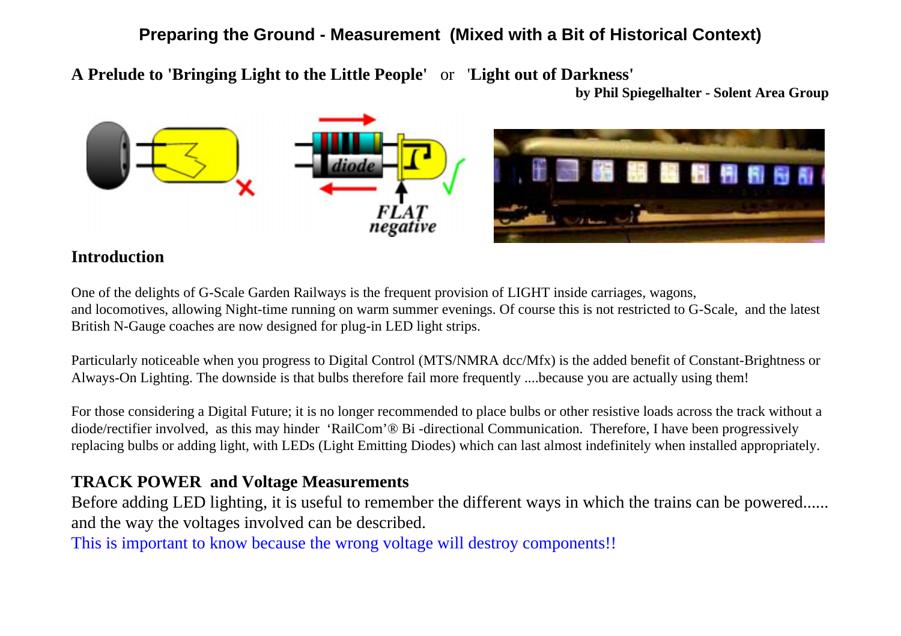# Preparing the Ground - Measurement (Mixed with a Bit of Historical Context)

## A Prelude to 'Bringing Light to the Little People' or 'Light out of Darkness'

**by Phil Spiegelhalter - Solent Area Group**

## Introduction

One of the delights of G-Scale Garden Railways is the frequent provision of LIGHT inside carriages, wagons, and locomotives, allowing Night-time running on warm summer evenings. Of course this is not restricted to G-Scale, and the latest British N-Gauge coaches are now designed for plug-in LED light strips.

Particularly noticeable when you progress to Digital Control (MTS/NMRA dcc/Mfx) is the added benefit of Constant-Brightness or Always-On Lighting. The downside is that bulbs therefore fail more frequently ....because you are actually using them!

For those considering a Digital Future; it is no longer recommended to place bulbs or other resistive loads across the track without a diode/rectifier involved, as this may hinder 'RailCom'® Bi -directional Communication. Therefore, I have been progressively replacing bulbs or adding light, with LEDs (Light Emitting Diodes) which can last almost indefinitely when installed appropriately.

## TRACK POWER and Voltage Measurements

Before adding LED lighting, it is useful to remember the different ways in which the trains can be powered...... and the way the voltages involved can be described.

This is important to know because the wrong voltage will destroy components!!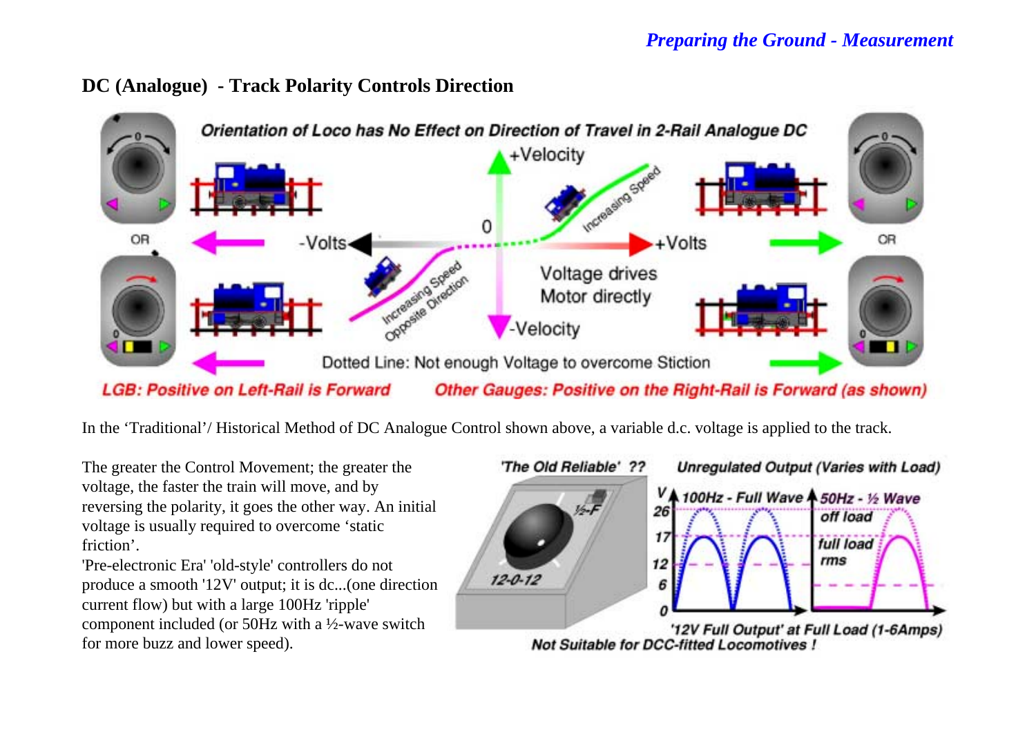## DC (Analogue) - Track Polarity Controls Direction

Orientation of Loco has No Effect on Direction of Travel in 2-Rail Analogue DC

+Velocity

0

-Volts

+Volts

Increasing Speed

Increasing Speed Opposite Direction

Voltage drives Motor directly

-Velocity

OR

OR

Dotted Line: Not enough Voltage to overcome Stiction

LGB: Positive on Left-Rail is Forward

Other Gauges: Positive on the Right-Rail is Forward (as shown)

In the 'Traditional'/ Historical Method of DC Analogue Control shown above, a variable d.c. voltage is applied to the track.

The greater the Control Movement; the greater the voltage, the faster the train will move, and by reversing the polarity, it goes the other way. An initial voltage is usually required to overcome 'static friction'.

'Pre-electronic Era' 'old-style' controllers do not produce a smooth '12V' output; it is dc...(one direction current flow) but with a large 100Hz 'ripple' component included (or 50Hz with a ½-wave switch for more buzz and lower speed).

'The Old Reliable' ??

Unregulated Output (Varies with Load)

½-F

12-0-12

V

100Hz - Full Wave

50Hz - ½ Wave

26

17

12

6

0

off load

full load

rms

'12V Full Output' at Full Load (1-6Amps)

Not Suitable for DCC-fitted Locomotives !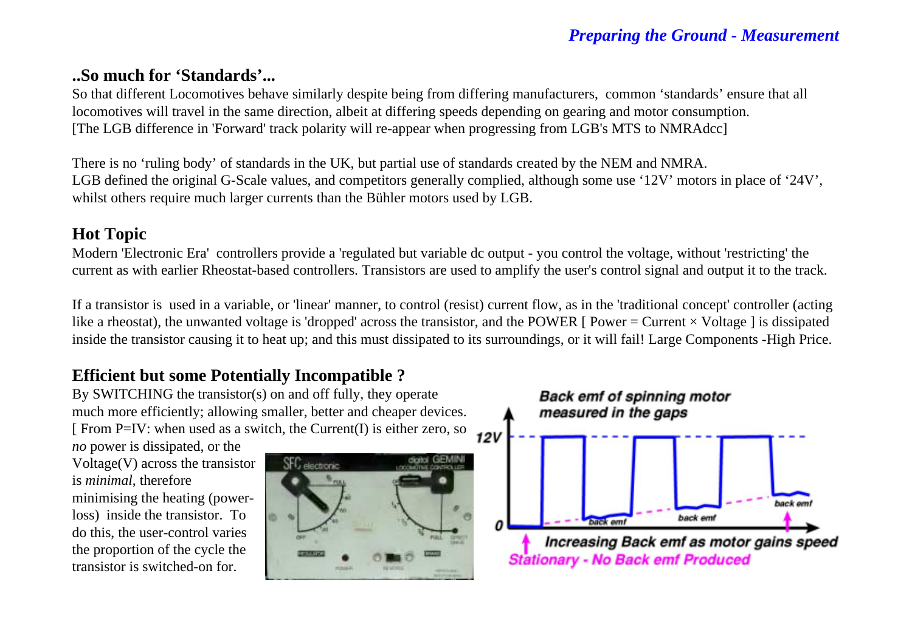## ..So much for 'Standards'...

So that different Locomotives behave similarly despite being from differing manufacturers, common 'standards' ensure that all locomotives will travel in the same direction, albeit at differing speeds depending on gearing and motor consumption.
[The LGB difference in 'Forward' track polarity will re-appear when progressing from LGB's MTS to NMRAdcc]

There is no 'ruling body' of standards in the UK, but partial use of standards created by the NEM and NMRA.
LGB defined the original G-Scale values, and competitors generally complied, although some use '12V' motors in place of '24V', whilst others require much larger currents than the Bühler motors used by LGB.

## Hot Topic

Modern 'Electronic Era' controllers provide a 'regulated but variable dc output - you control the voltage, without 'restricting' the current as with earlier Rheostat-based controllers. Transistors are used to amplify the user's control signal and output it to the track.

If a transistor is used in a variable, or 'linear' manner, to control (resist) current flow, as in the 'traditional concept' controller (acting like a rheostat), the unwanted voltage is 'dropped' across the transistor, and the POWER [ Power = Current × Voltage ] is dissipated inside the transistor causing it to heat up; and this must dissipated to its surroundings, or it will fail! Large Components -High Price.

## Efficient but some Potentially Incompatible ?

By SWITCHING the transistor(s) on and off fully, they operate much more efficiently; allowing smaller, better and cheaper devices. [ From P=IV: when used as a switch, the Current(I) is either zero, so *no* power is dissipated, or the Voltage(V) across the transistor is *minimal*, therefore minimising the heating (power-loss) inside the transistor. To do this, the user-control varies the proportion of the cycle the transistor is switched-on for.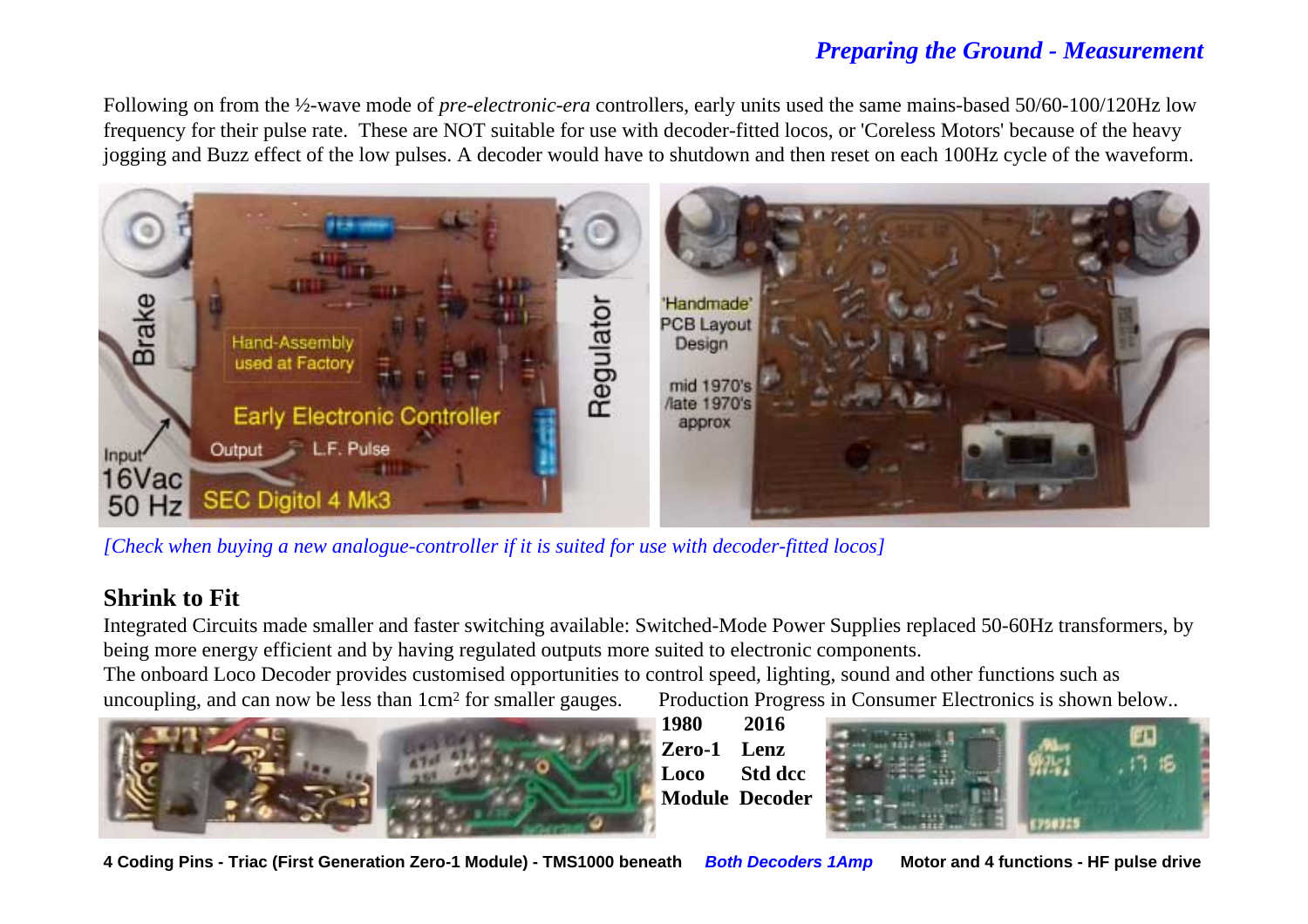Following on from the ½-wave mode of *pre-electronic-era* controllers, early units used the same mains-based 50/60-100/120Hz low frequency for their pulse rate. These are NOT suitable for use with decoder-fitted locos, or 'Coreless Motors' because of the heavy jogging and Buzz effect of the low pulses. A decoder would have to shutdown and then reset on each 100Hz cycle of the waveform.

*[Check when buying a new analogue-controller if it is suited for use with decoder-fitted locos]*

## Shrink to Fit

Integrated Circuits made smaller and faster switching available: Switched-Mode Power Supplies replaced 50-60Hz transformers, by being more energy efficient and by having regulated outputs more suited to electronic components.

The onboard Loco Decoder provides customised opportunities to control speed, lighting, sound and other functions such as uncoupling, and can now be less than 1cm² for smaller gauges. Production Progress in Consumer Electronics is shown below..

| 1980 | 2016 |
|---|---|
| **Zero-1 Loco Module** | **Lenz Std dcc Decoder** |

**4 Coding Pins - Triac (First Generation Zero-1 Module) - TMS1000 beneath** *Both Decoders 1Amp* **Motor and 4 functions - HF pulse drive**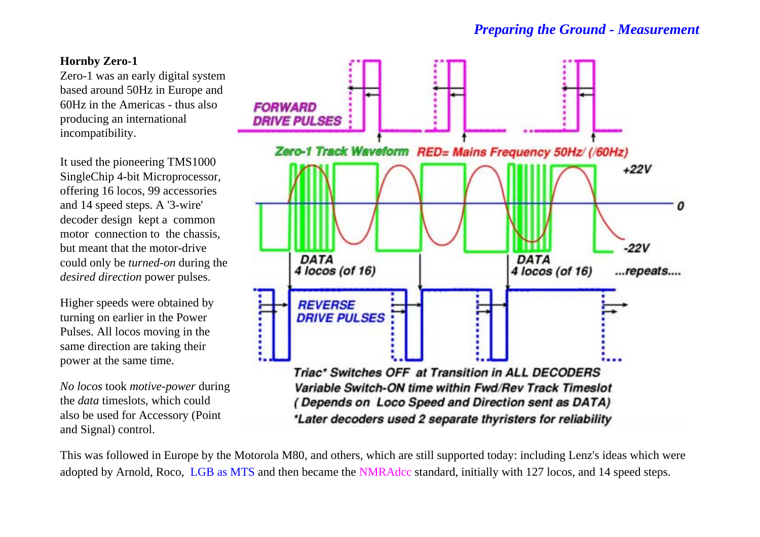**Hornby Zero-1**

Zero-1 was an early digital system based around 50Hz in Europe and 60Hz in the Americas - thus also producing an international incompatibility.

It used the pioneering TMS1000 SingleChip 4-bit Microprocessor, offering 16 locos, 99 accessories and 14 speed steps. A '3-wire' decoder design kept a common motor connection to the chassis, but meant that the motor-drive could only be *turned-on* during the *desired direction* power pulses.

Higher speeds were obtained by turning on earlier in the Power Pulses. All locos moving in the same direction are taking their power at the same time.

*No locos* took *motive-power* during the *data* timeslots, which could also be used for Accessory (Point and Signal) control.

FORWARD DRIVE PULSES

Zero-1 Track Waveform RED= Mains Frequency 50Hz/ (/60Hz)

+22V

0

-22V

DATA 4 locos (of 16)

DATA 4 locos (of 16) ...repeats....

REVERSE DRIVE PULSES

Triac* Switches OFF at Transition in ALL DECODERS
Variable Switch-ON time within Fwd/Rev Track Timeslot
( Depends on Loco Speed and Direction sent as DATA)
*Later decoders used 2 separate thyristers for reliability

This was followed in Europe by the Motorola M80, and others, which are still supported today: including Lenz's ideas which were adopted by Arnold, Roco, LGB as MTS and then became the NMRAdcc standard, initially with 127 locos, and 14 speed steps.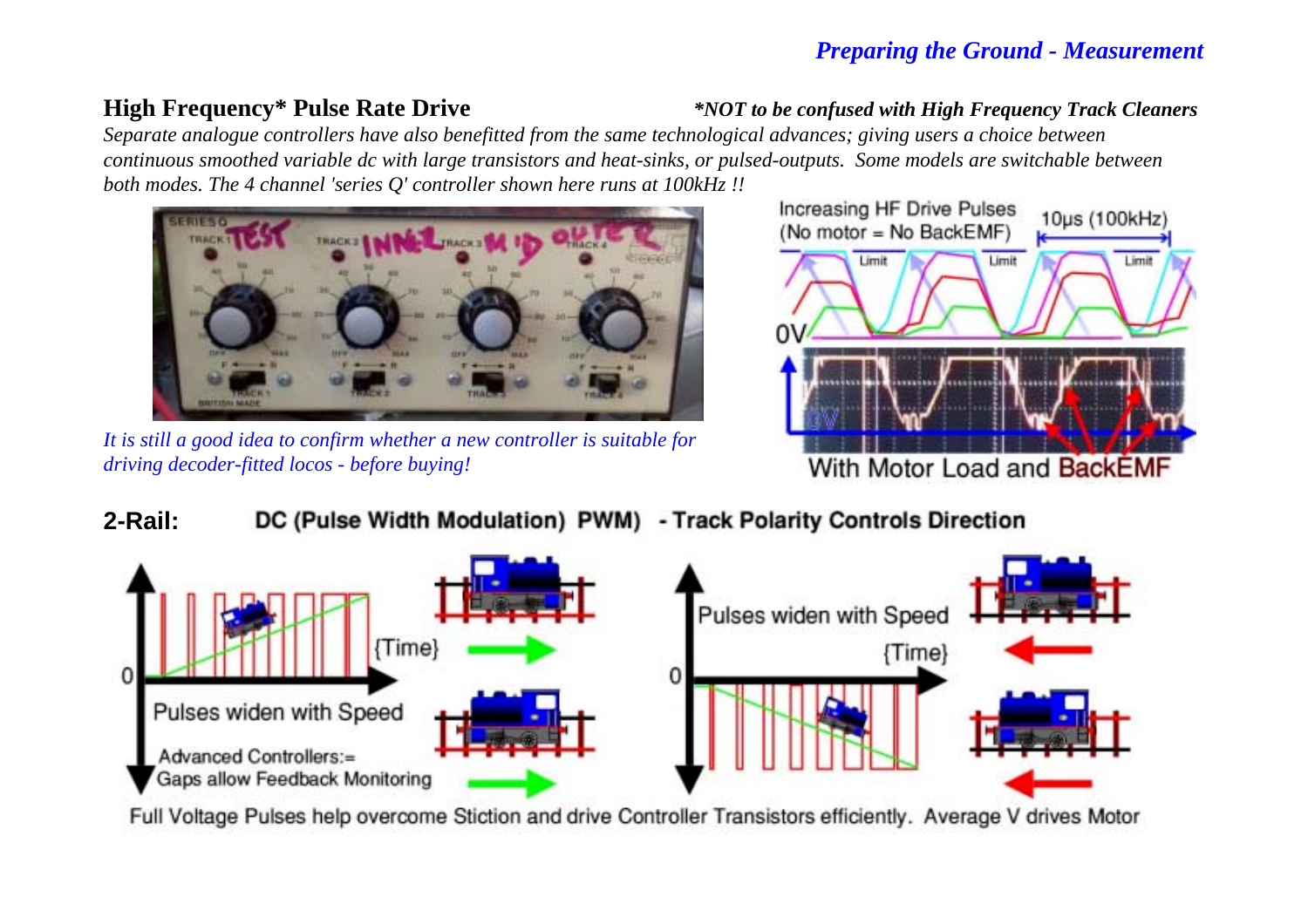## High Frequency* Pulse Rate Drive

***NOT to be confused with High Frequency Track Cleaners**

*Separate analogue controllers have also benefitted from the same technological advances; giving users a choice between continuous smoothed variable dc with large transistors and heat-sinks, or pulsed-outputs. Some models are switchable between both modes. The 4 channel 'series Q' controller shown here runs at 100kHz !!*

*It is still a good idea to confirm whether a new controller is suitable for driving decoder-fitted locos - before buying!*

Increasing HF Drive Pulses (No motor = No BackEMF)

10μs (100kHz)

Limit Limit Limit

0V

With Motor Load and BackEMF

**2-Rail:** **DC (Pulse Width Modulation) PWM) - Track Polarity Controls Direction**

Pulses widen with Speed

{Time}

Advanced Controllers:= Gaps allow Feedback Monitoring

Full Voltage Pulses help overcome Stiction and drive Controller Transistors efficiently. Average V drives Motor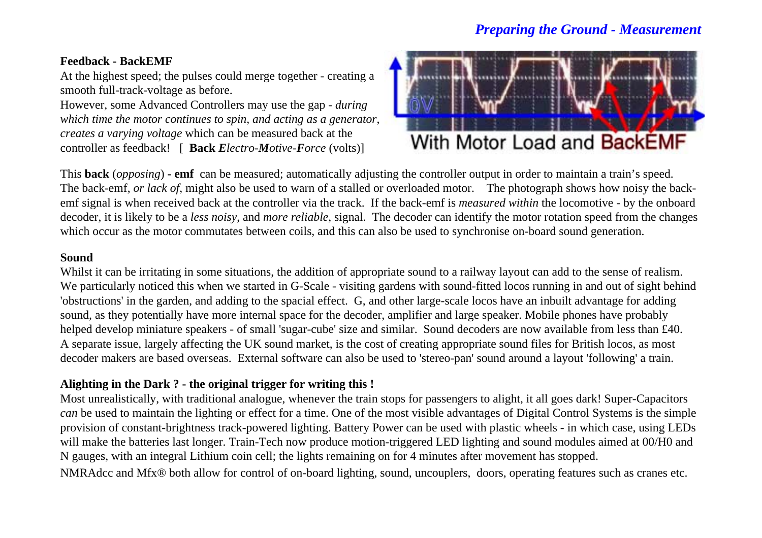### Feedback - BackEMF

At the highest speed; the pulses could merge together - creating a smooth full-track-voltage as before.

However, some Advanced Controllers may use the gap - *during which time the motor continues to spin, and acting as a generator, creates a varying voltage* which can be measured back at the controller as feedback! [ **Back** ***E****lectro-****M****otive-****F****orce* (volts)]

With Motor Load and BackEMF

This **back** (*opposing*) **- emf** can be measured; automatically adjusting the controller output in order to maintain a train's speed. The back-emf, *or lack of*, might also be used to warn of a stalled or overloaded motor. The photograph shows how noisy the back-emf signal is when received back at the controller via the track. If the back-emf is *measured within* the locomotive - by the onboard decoder, it is likely to be a *less noisy*, and *more reliable*, signal. The decoder can identify the motor rotation speed from the changes which occur as the motor commutates between coils, and this can also be used to synchronise on-board sound generation.

### Sound

Whilst it can be irritating in some situations, the addition of appropriate sound to a railway layout can add to the sense of realism. We particularly noticed this when we started in G-Scale - visiting gardens with sound-fitted locos running in and out of sight behind 'obstructions' in the garden, and adding to the spacial effect. G, and other large-scale locos have an inbuilt advantage for adding sound, as they potentially have more internal space for the decoder, amplifier and large speaker. Mobile phones have probably helped develop miniature speakers - of small 'sugar-cube' size and similar. Sound decoders are now available from less than £40. A separate issue, largely affecting the UK sound market, is the cost of creating appropriate sound files for British locos, as most decoder makers are based overseas. External software can also be used to 'stereo-pan' sound around a layout 'following' a train.

### Alighting in the Dark ? - the original trigger for writing this !

Most unrealistically, with traditional analogue, whenever the train stops for passengers to alight, it all goes dark! Super-Capacitors *can* be used to maintain the lighting or effect for a time. One of the most visible advantages of Digital Control Systems is the simple provision of constant-brightness track-powered lighting. Battery Power can be used with plastic wheels - in which case, using LEDs will make the batteries last longer. Train-Tech now produce motion-triggered LED lighting and sound modules aimed at 00/H0 and N gauges, with an integral Lithium coin cell; the lights remaining on for 4 minutes after movement has stopped.

NMRAdcc and Mfx® both allow for control of on-board lighting, sound, uncouplers, doors, operating features such as cranes etc.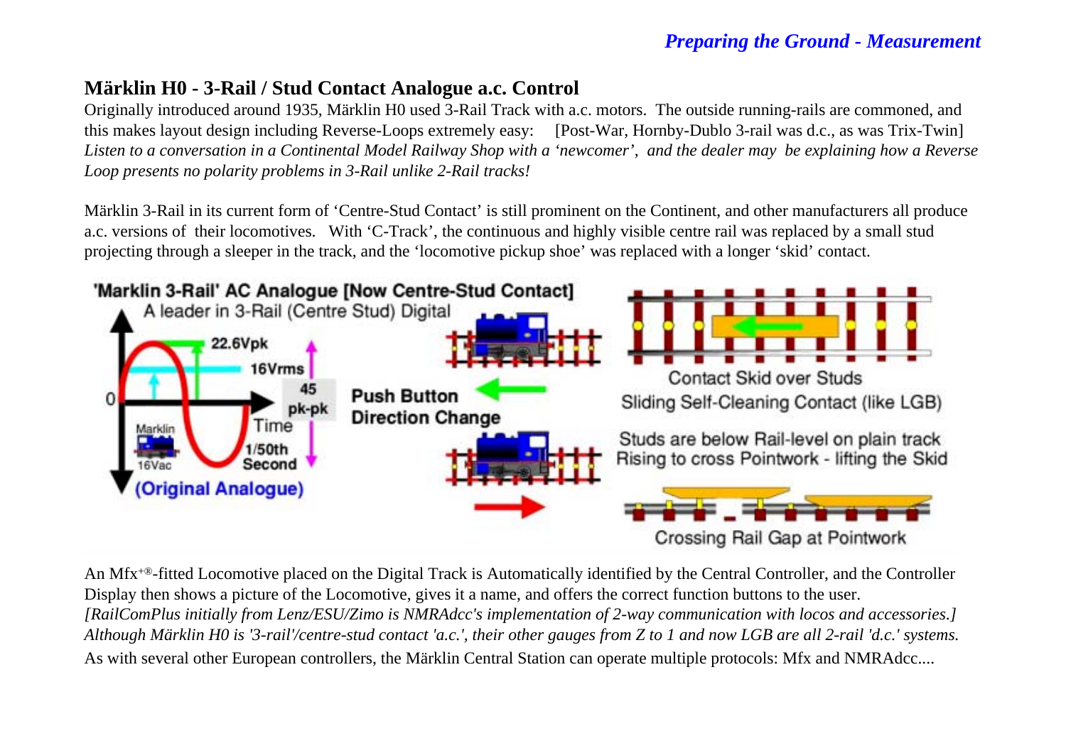## Märklin H0 - 3-Rail / Stud Contact Analogue a.c. Control

Originally introduced around 1935, Märklin H0 used 3-Rail Track with a.c. motors. The outside running-rails are commoned, and this makes layout design including Reverse-Loops extremely easy: [Post-War, Hornby-Dublo 3-rail was d.c., as was Trix-Twin]
*Listen to a conversation in a Continental Model Railway Shop with a 'newcomer', and the dealer may be explaining how a Reverse Loop presents no polarity problems in 3-Rail unlike 2-Rail tracks!*

Märklin 3-Rail in its current form of 'Centre-Stud Contact' is still prominent on the Continent, and other manufacturers all produce a.c. versions of their locomotives. With 'C-Track', the continuous and highly visible centre rail was replaced by a small stud projecting through a sleeper in the track, and the 'locomotive pickup shoe' was replaced with a longer 'skid' contact.

'Marklin 3-Rail' AC Analogue [Now Centre-Stud Contact]
A leader in 3-Rail (Centre Stud) Digital

22.6Vpk
16Vrms
45 pk-pk
0
Time
1/50th Second
Marklin 16Vac
(Original Analogue)

Push Button Direction Change

Contact Skid over Studs
Sliding Self-Cleaning Contact (like LGB)

Studs are below Rail-level on plain track
Rising to cross Pointwork - lifting the Skid

Crossing Rail Gap at Pointwork

An Mfx+®-fitted Locomotive placed on the Digital Track is Automatically identified by the Central Controller, and the Controller Display then shows a picture of the Locomotive, gives it a name, and offers the correct function buttons to the user.
*[RailComPlus initially from Lenz/ESU/Zimo is NMRAdcc's implementation of 2-way communication with locos and accessories.]*
*Although Märklin H0 is '3-rail'/centre-stud contact 'a.c.', their other gauges from Z to 1 and now LGB are all 2-rail 'd.c.' systems.*
As with several other European controllers, the Märklin Central Station can operate multiple protocols: Mfx and NMRAdcc....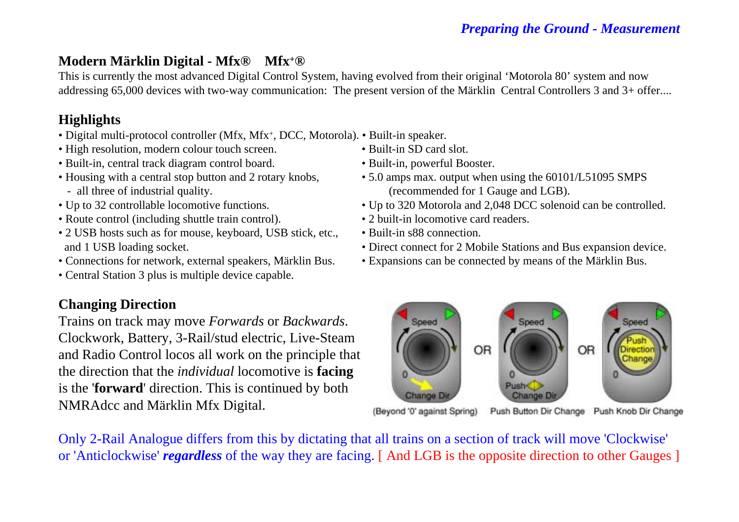## Modern Märklin Digital - Mfx® Mfx+®

This is currently the most advanced Digital Control System, having evolved from their original 'Motorola 80' system and now addressing 65,000 devices with two-way communication: The present version of the Märklin Central Controllers 3 and 3+ offer....

### Highlights

- Digital multi-protocol controller (Mfx, Mfx+, DCC, Motorola).
- High resolution, modern colour touch screen.
- Built-in, central track diagram control board.
- Housing with a central stop button and 2 rotary knobs,
  - all three of industrial quality.
- Up to 32 controllable locomotive functions.
- Route control (including shuttle train control).
- 2 USB hosts such as for mouse, keyboard, USB stick, etc., and 1 USB loading socket.
- Connections for network, external speakers, Märklin Bus.
- Central Station 3 plus is multiple device capable.
- Built-in speaker.
- Built-in SD card slot.
- Built-in, powerful Booster.
- 5.0 amps max. output when using the 60101/L51095 SMPS (recommended for 1 Gauge and LGB).
- Up to 320 Motorola and 2,048 DCC solenoid can be controlled.
- 2 built-in locomotive card readers.
- Built-in s88 connection.
- Direct connect for 2 Mobile Stations and Bus expansion device.
- Expansions can be connected by means of the Märklin Bus.

### Changing Direction

Trains on track may move *Forwards* or *Backwards*. Clockwork, Battery, 3-Rail/stud electric, Live-Steam and Radio Control locos all work on the principle that the direction that the *individual* locomotive is **facing** is the '**forward**' direction. This is continued by both NMRAdcc and Märklin Mfx Digital.

Speed / 0 / Change Dir — OR — Speed / 0 / Push Change Dir — OR — Speed / Push Direction Change / 0

(Beyond '0' against Spring) Push Button Dir Change Push Knob Dir Change

Only 2-Rail Analogue differs from this by dictating that all trains on a section of track will move 'Clockwise' or 'Anticlockwise' ***regardless*** of the way they are facing. [ And LGB is the opposite direction to other Gauges ]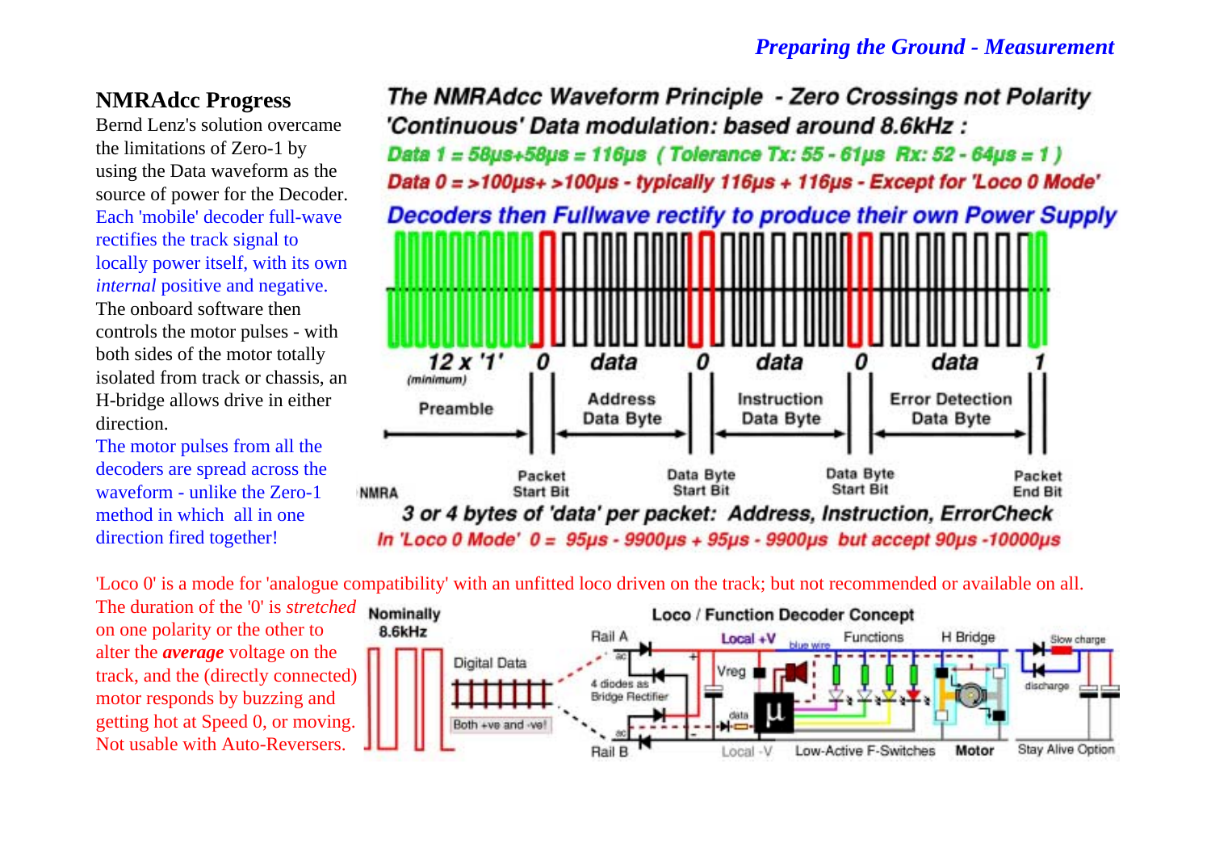## NMRAdcc Progress

Bernd Lenz's solution overcame the limitations of Zero-1 by using the Data waveform as the source of power for the Decoder. Each 'mobile' decoder full-wave rectifies the track signal to locally power itself, with its own *internal* positive and negative. The onboard software then controls the motor pulses - with both sides of the motor totally isolated from track or chassis, an H-bridge allows drive in either direction. The motor pulses from all the decoders are spread across the waveform - unlike the Zero-1 method in which all in one direction fired together!

**The NMRAdcc Waveform Principle - Zero Crossings not Polarity**

**'Continuous' Data modulation: based around 8.6kHz :**

**Data 1 = 58µs+58µs = 116µs ( Tolerance Tx: 55 - 61µs Rx: 52 - 64µs = 1 )**

**Data 0 = >100µs+ >100µs - typically 116µs + 116µs - Except for 'Loco 0 Mode'**

**Decoders then Fullwave rectify to produce their own Power Supply**

12 x '1' (minimum) | 0 | data | 0 | data | 0 | data | 1

Preamble | Address Data Byte | Instruction Data Byte | Error Detection Data Byte

NMRA — Packet Start Bit | Data Byte Start Bit | Data Byte Start Bit | Packet End Bit

**3 or 4 bytes of 'data' per packet: Address, Instruction, ErrorCheck**

**In 'Loco 0 Mode' 0 = 95µs - 9900µs + 95µs - 9900µs but accept 90µs -10000µs**

'Loco 0' is a mode for 'analogue compatibility' with an unfitted loco driven on the track; but not recommended or available on all. The duration of the '0' is *stretched* on one polarity or the other to alter the ***average*** voltage on the track, and the (directly connected) motor responds by buzzing and getting hot at Speed 0, or moving. Not usable with Auto-Reversers.

**Loco / Function Decoder Concept**

Nominally 8.6kHz — Digital Data — Both +ve and -ve! — Rail A — Rail B — 4 diodes as Bridge Rectifier — Local +V — Local -V — blue wire — Vreg — data — µ — Functions — Low-Active F-Switches — H Bridge — Motor — Slow charge — discharge — Stay Alive Option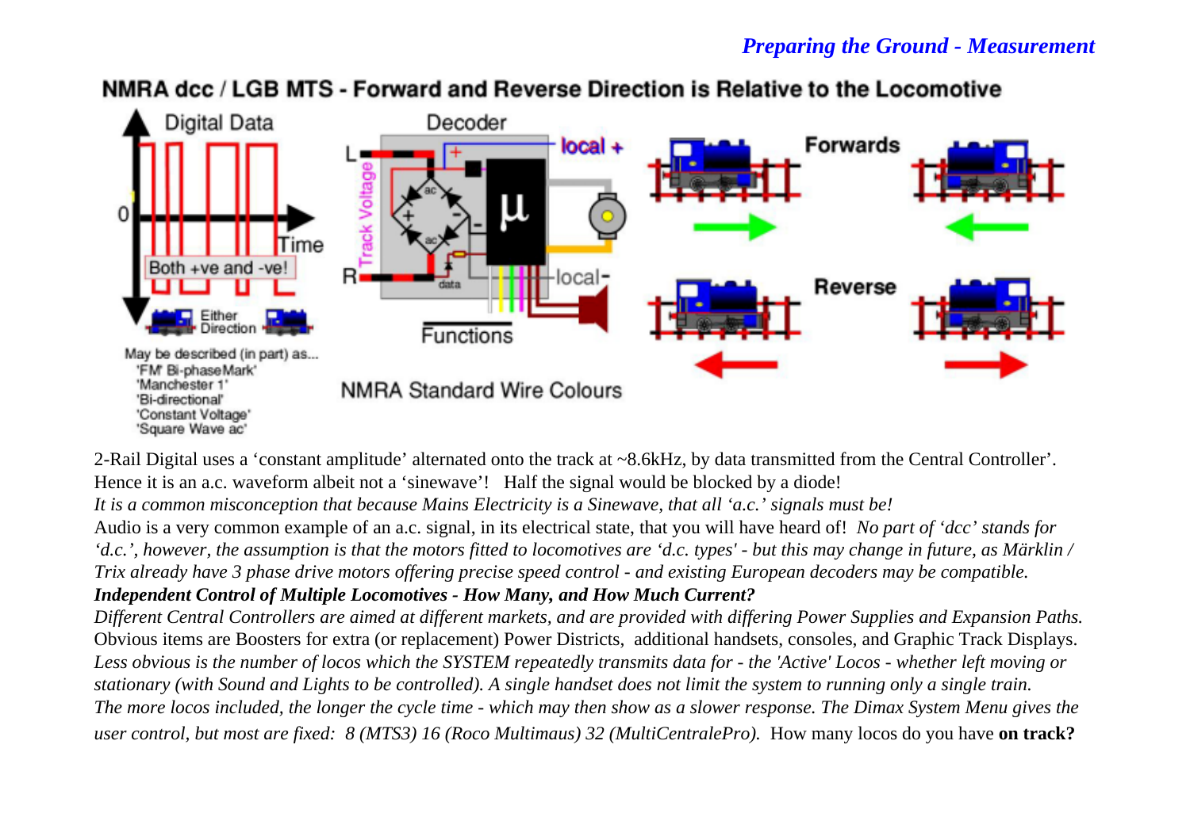NMRA dcc / LGB MTS - Forward and Reverse Direction is Relative to the Locomotive

Digital Data | Decoder | local + | Forwards | Track Voltage | Time | Both +ve and -ve! | local- | Reverse | Either Direction | Functions | NMRA Standard Wire Colours

May be described (in part) as...
'FM' Bi-phaseMark'
'Manchester 1'
'Bi-directional'
'Constant Voltage'
'Square Wave ac'

2-Rail Digital uses a 'constant amplitude' alternated onto the track at ~8.6kHz, by data transmitted from the Central Controller'. Hence it is an a.c. waveform albeit not a 'sinewave'! Half the signal would be blocked by a diode!
*It is a common misconception that because Mains Electricity is a Sinewave, that all 'a.c.' signals must be!*
Audio is a very common example of an a.c. signal, in its electrical state, that you will have heard of! *No part of 'dcc' stands for 'd.c.', however, the assumption is that the motors fitted to locomotives are 'd.c. types' - but this may change in future, as Märklin / Trix already have 3 phase drive motors offering precise speed control - and existing European decoders may be compatible.*

***Independent Control of Multiple Locomotives - How Many, and How Much Current?***

*Different Central Controllers are aimed at different markets, and are provided with differing Power Supplies and Expansion Paths.*
Obvious items are Boosters for extra (or replacement) Power Districts, additional handsets, consoles, and Graphic Track Displays.
*Less obvious is the number of locos which the SYSTEM repeatedly transmits data for - the 'Active' Locos - whether left moving or stationary (with Sound and Lights to be controlled). A single handset does not limit the system to running only a single train.*
*The more locos included, the longer the cycle time - which may then show as a slower response. The Dimax System Menu gives the user control, but most are fixed: 8 (MTS3) 16 (Roco Multimaus) 32 (MultiCentralePro).* How many locos do you have **on track?**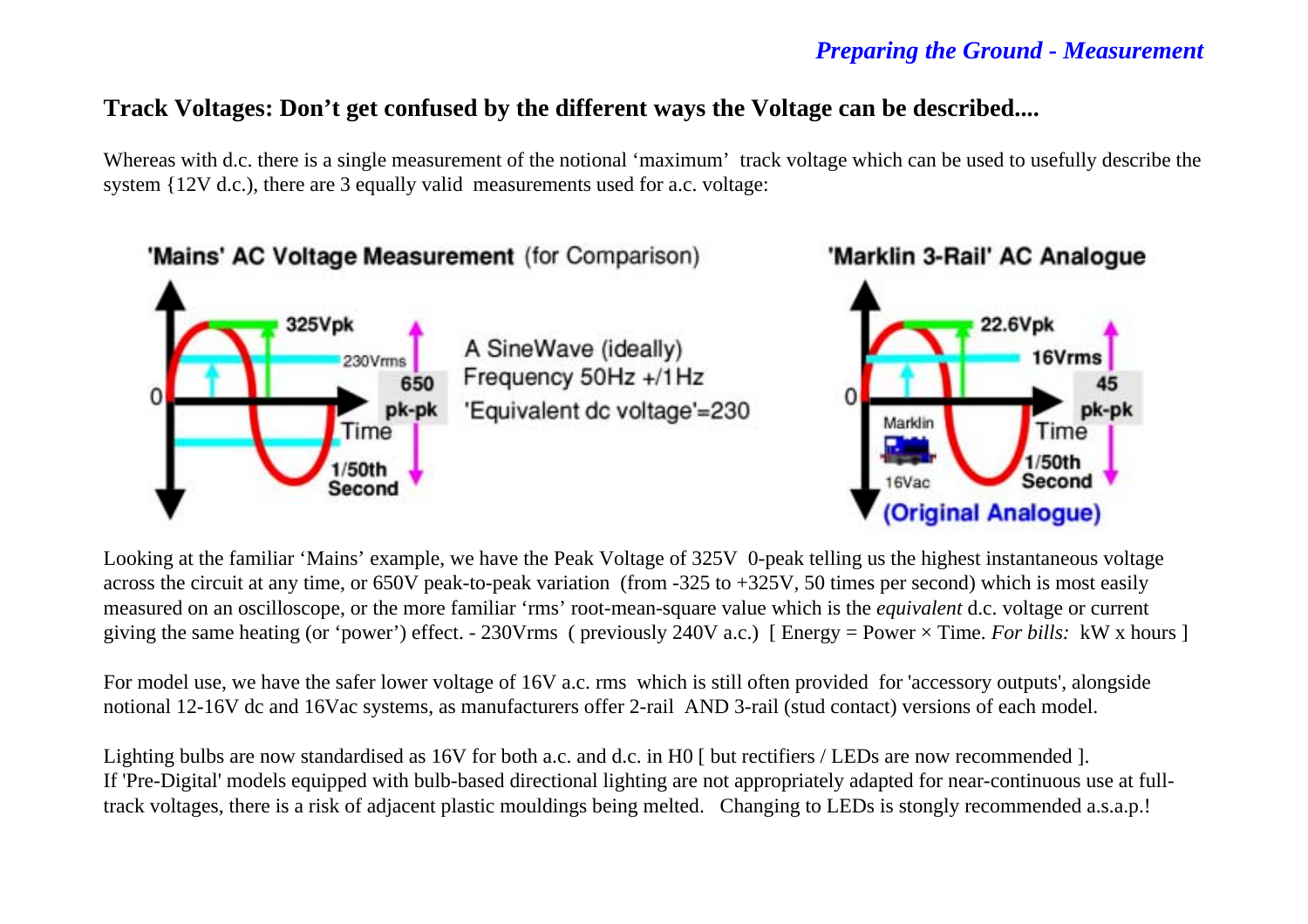## Track Voltages: Don't get confused by the different ways the Voltage can be described....

Whereas with d.c. there is a single measurement of the notional 'maximum' track voltage which can be used to usefully describe the system {12V d.c.), there are 3 equally valid measurements used for a.c. voltage:

**'Mains' AC Voltage Measurement** (for Comparison)

325Vpk
230Vrms
650 pk-pk
0
Time
1/50th Second

A SineWave (ideally)
Frequency 50Hz +/1Hz
'Equivalent dc voltage'=230

**'Marklin 3-Rail' AC Analogue**

22.6Vpk
16Vrms
45 pk-pk
0
Marklin
16Vac
Time
1/50th Second
(Original Analogue)

Looking at the familiar 'Mains' example, we have the Peak Voltage of 325V 0-peak telling us the highest instantaneous voltage across the circuit at any time, or 650V peak-to-peak variation (from -325 to +325V, 50 times per second) which is most easily measured on an oscilloscope, or the more familiar 'rms' root-mean-square value which is the *equivalent* d.c. voltage or current giving the same heating (or 'power') effect. - 230Vrms ( previously 240V a.c.) [ Energy = Power × Time. *For bills:* kW x hours ]

For model use, we have the safer lower voltage of 16V a.c. rms which is still often provided for 'accessory outputs', alongside notional 12-16V dc and 16Vac systems, as manufacturers offer 2-rail AND 3-rail (stud contact) versions of each model.

Lighting bulbs are now standardised as 16V for both a.c. and d.c. in H0 [ but rectifiers / LEDs are now recommended ].
If 'Pre-Digital' models equipped with bulb-based directional lighting are not appropriately adapted for near-continuous use at full-track voltages, there is a risk of adjacent plastic mouldings being melted. Changing to LEDs is stongly recommended a.s.a.p.!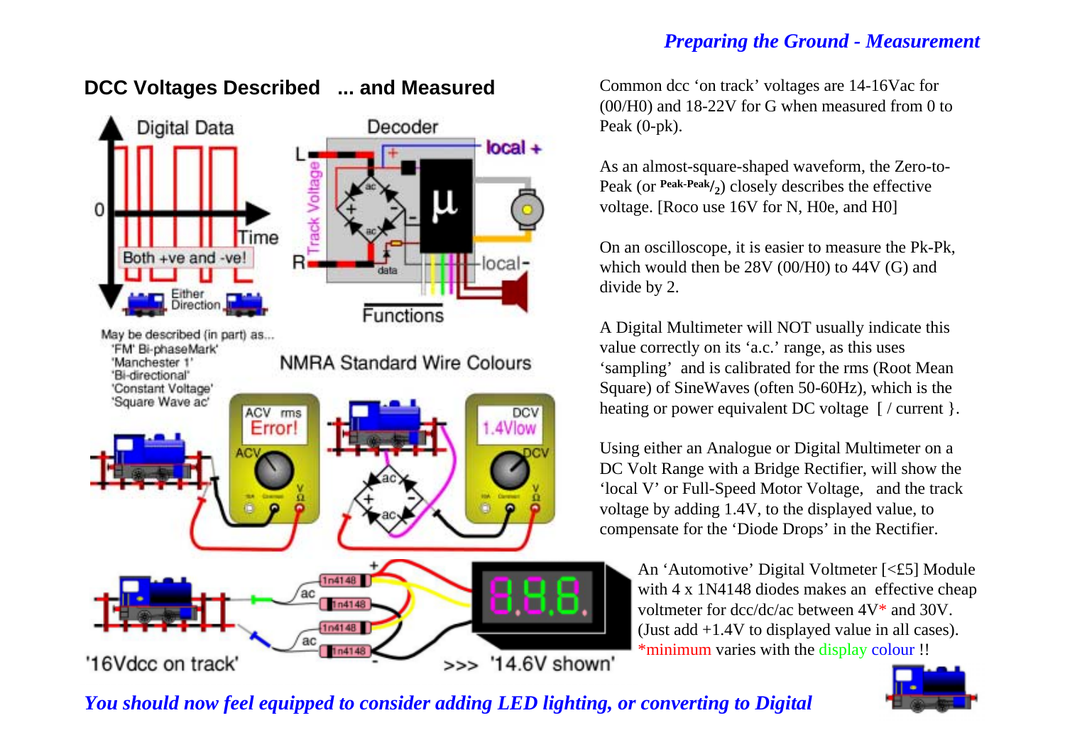## DCC Voltages Described ... and Measured

Digital Data

0

Time

Both +ve and -ve!

Either Direction

Decoder

L

R

Track Voltage

local +

local -

data

Functions

May be described (in part) as...
'FM' Bi-phaseMark'
'Manchester 1'
'Bi-directional'
'Constant Voltage'
'Square Wave ac'

NMRA Standard Wire Colours

ACV rms
Error!

DCV
1.4Vlow

'16Vdcc on track'

1n4148

>>> '14.6V shown'

Common dcc 'on track' voltages are 14-16Vac for (00/H0) and 18-22V for G when measured from 0 to Peak (0-pk).

As an almost-square-shaped waveform, the Zero-to-Peak (or $^{\text{Peak-Peak}}/_2$) closely describes the effective voltage. [Roco use 16V for N, H0e, and H0]

On an oscilloscope, it is easier to measure the Pk-Pk, which would then be 28V (00/H0) to 44V (G) and divide by 2.

A Digital Multimeter will NOT usually indicate this value correctly on its 'a.c.' range, as this uses 'sampling' and is calibrated for the rms (Root Mean Square) of SineWaves (often 50-60Hz), which is the heating or power equivalent DC voltage [ / current }.

Using either an Analogue or Digital Multimeter on a DC Volt Range with a Bridge Rectifier, will show the 'local V' or Full-Speed Motor Voltage, and the track voltage by adding 1.4V, to the displayed value, to compensate for the 'Diode Drops' in the Rectifier.

An 'Automotive' Digital Voltmeter [<£5] Module with 4 x 1N4148 diodes makes an effective cheap voltmeter for dcc/dc/ac between 4V* and 30V. (Just add +1.4V to displayed value in all cases). *minimum varies with the display colour !!

*You should now feel equipped to consider adding LED lighting, or converting to Digital*